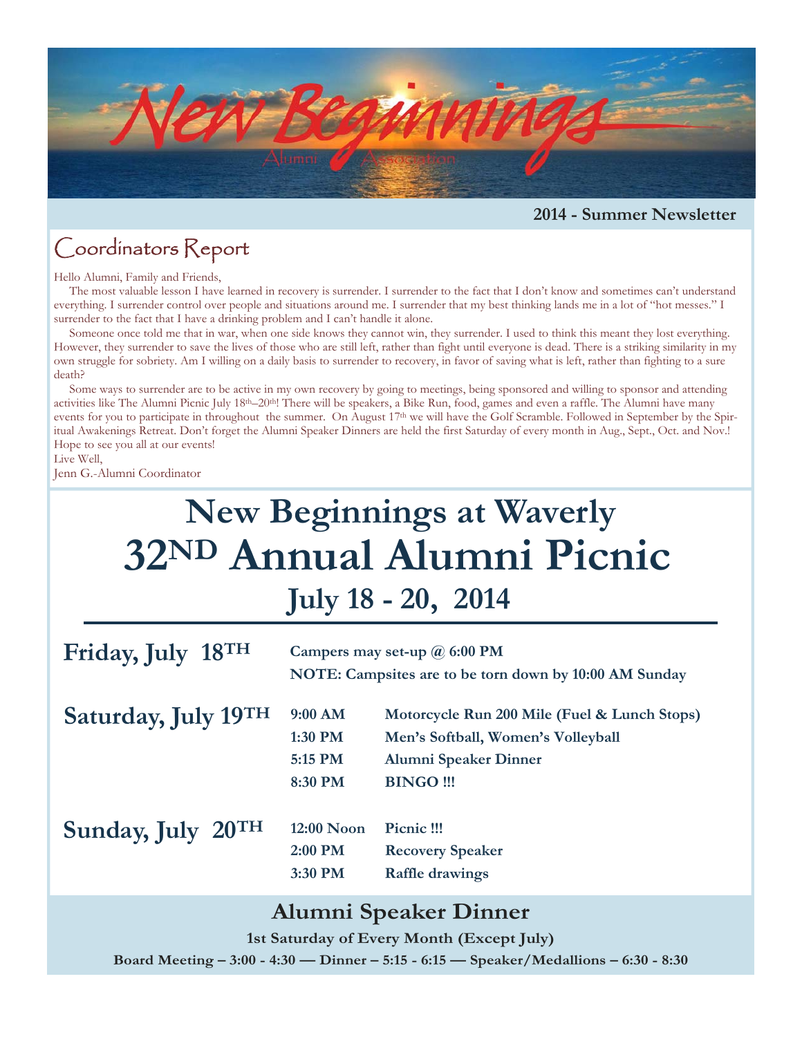# New Beginnings

Alumni Association

**2014 - Summer Newsletter**

## Coordinators Report

Hello Alumni, Family and Friends,

The most valuable lesson I have learned in recovery is surrender. I surrender to the fact that I don't know and sometimes can't understand everything. I surrender control over people and situations around me. I surrender that my best thinking lands me in a lot of "hot messes." I surrender to the fact that I have a drinking problem and I can't handle it alone.

Someone once told me that in war, when one side knows they cannot win, they surrender. I used to think this meant they lost everything. However, they surrender to save the lives of those who are still left, rather than fight until everyone is dead. There is a striking similarity in my own struggle for sobriety. Am I willing on a daily basis to surrender to recovery, in favor of saving what is left, rather than fighting to a sure death?

Some ways to surrender are to be active in my own recovery by going to meetings, being sponsored and willing to sponsor and attending activities like The Alumni Picnic July 18th–20th! There will be speakers, a Bike Run, food, games and even a raffle. The Alumni have many events for you to participate in throughout the summer. On August 17th we will have the Golf Scramble. Followed in September by the Spiritual Awakenings Retreat. Don't forget the Alumni Speaker Dinners are held the first Saturday of every month in Aug., Sept., Oct. and Nov.! Hope to see you all at our events!

Live Well,
Jenn G.-Alumni Coordinator

# New Beginnings at Waverly
# 32ND Annual Alumni Picnic
## July 18 - 20, 2014

**Friday, July 18TH**

- **Campers may set-up @ 6:00 PM**
- **NOTE: Campsites are to be torn down by 10:00 AM Sunday**

**Saturday, July 19TH**

| | |
|---|---|
| **9:00 AM** | **Motorcycle Run 200 Mile (Fuel & Lunch Stops)** |
| **1:30 PM** | **Men's Softball, Women's Volleyball** |
| **5:15 PM** | **Alumni Speaker Dinner** |
| **8:30 PM** | **BINGO !!!** |

**Sunday, July 20TH**

| | |
|---|---|
| **12:00 Noon** | **Picnic !!!** |
| **2:00 PM** | **Recovery Speaker** |
| **3:30 PM** | **Raffle drawings** |

## Alumni Speaker Dinner

**1st Saturday of Every Month (Except July)**

**Board Meeting – 3:00 - 4:30 — Dinner – 5:15 - 6:15 — Speaker/Medallions – 6:30 - 8:30**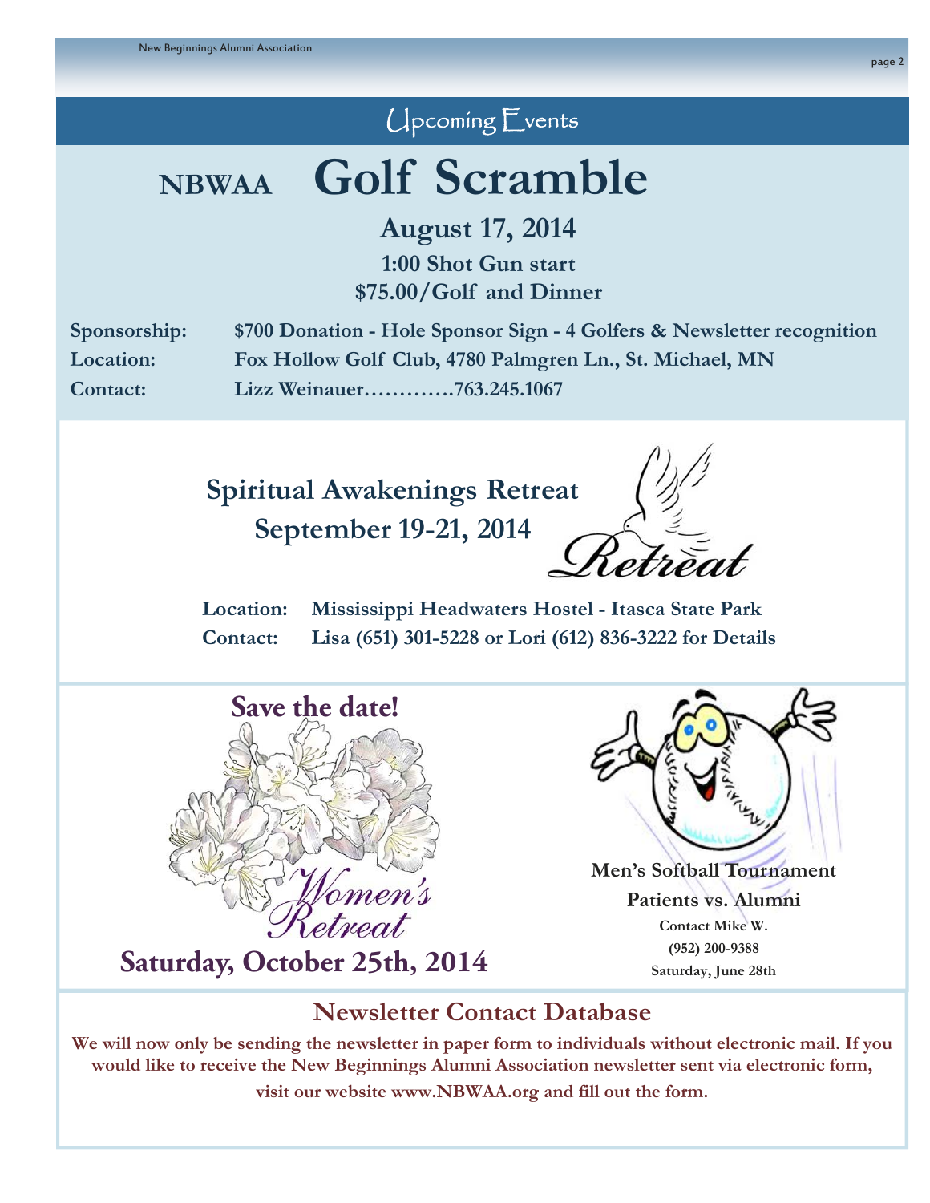## Upcoming Events

# NBWAA Golf Scramble

**August 17, 2014**

**1:00 Shot Gun start**

**$75.00/Golf and Dinner**

**Sponsorship:** $700 Donation - Hole Sponsor Sign - 4 Golfers & Newsletter recognition
**Location:** Fox Hollow Golf Club, 4780 Palmgren Ln., St. Michael, MN
**Contact:** Lizz Weinauer............763.245.1067

## Spiritual Awakenings Retreat

**September 19-21, 2014**

Retreat

**Location:** Mississippi Headwaters Hostel - Itasca State Park
**Contact:** Lisa (651) 301-5228 or Lori (612) 836-3222 for Details

## Save the date!

Women's Retreat

**Saturday, October 25th, 2014**

**Men's Softball Tournament**

**Patients vs. Alumni**

Contact Mike W.
(952) 200-9388
Saturday, June 28th

## Newsletter Contact Database

**We will now only be sending the newsletter in paper form to individuals without electronic mail. If you would like to receive the New Beginnings Alumni Association newsletter sent via electronic form, visit our website www.NBWAA.org and fill out the form.**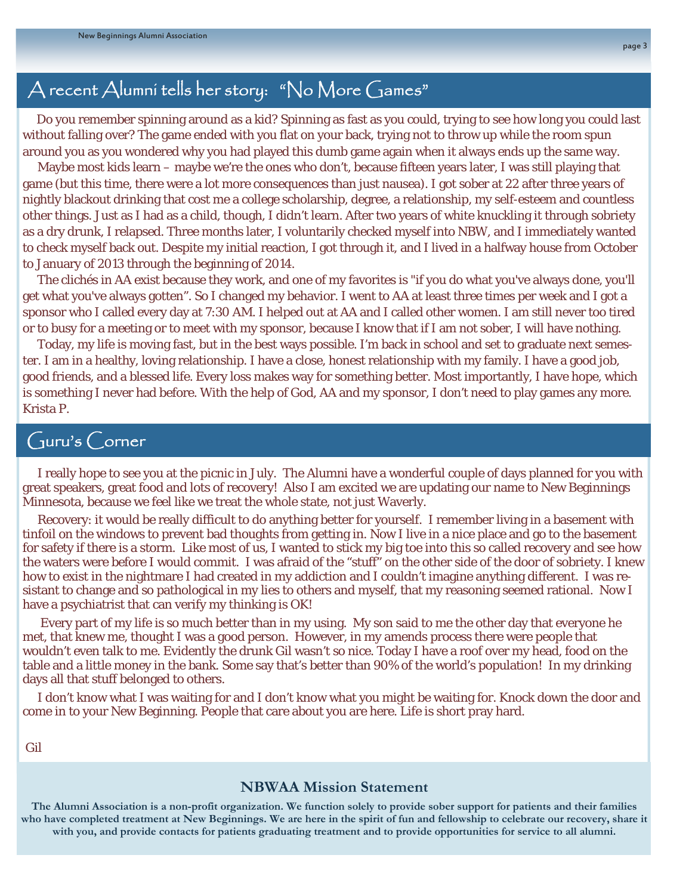## A recent Alumni tells her story: "No More Games"

Do you remember spinning around as a kid? Spinning as fast as you could, trying to see how long you could last without falling over? The game ended with you flat on your back, trying not to throw up while the room spun around you as you wondered why you had played this dumb game again when it always ends up the same way.

Maybe most kids learn – maybe we're the ones who don't, because fifteen years later, I was still playing that game (but this time, there were a lot more consequences than just nausea). I got sober at 22 after three years of nightly blackout drinking that cost me a college scholarship, degree, a relationship, my self-esteem and countless other things. Just as I had as a child, though, I didn't learn. After two years of white knuckling it through sobriety as a dry drunk, I relapsed. Three months later, I voluntarily checked myself into NBW, and I immediately wanted to check myself back out. Despite my initial reaction, I got through it, and I lived in a halfway house from October to January of 2013 through the beginning of 2014.

The clichés in AA exist because they work, and one of my favorites is "if you do what you've always done, you'll get what you've always gotten". So I changed my behavior. I went to AA at least three times per week and I got a sponsor who I called every day at 7:30 AM. I helped out at AA and I called other women. I am still never too tired or to busy for a meeting or to meet with my sponsor, because I know that if I am not sober, I will have nothing.

Today, my life is moving fast, but in the best ways possible. I'm back in school and set to graduate next semester. I am in a healthy, loving relationship. I have a close, honest relationship with my family. I have a good job, good friends, and a blessed life. Every loss makes way for something better. Most importantly, I have hope, which is something I never had before. With the help of God, AA and my sponsor, I don't need to play games any more.
Krista P.

## Guru's Corner

I really hope to see you at the picnic in July. The Alumni have a wonderful couple of days planned for you with great speakers, great food and lots of recovery! Also I am excited we are updating our name to New Beginnings Minnesota, because we feel like we treat the whole state, not just Waverly.

Recovery: it would be really difficult to do anything better for yourself. I remember living in a basement with tinfoil on the windows to prevent bad thoughts from getting in. Now I live in a nice place and go to the basement for safety if there is a storm. Like most of us, I wanted to stick my big toe into this so called recovery and see how the waters were before I would commit. I was afraid of the "stuff" on the other side of the door of sobriety. I knew how to exist in the nightmare I had created in my addiction and I couldn't imagine anything different. I was resistant to change and so pathological in my lies to others and myself, that my reasoning seemed rational. Now I have a psychiatrist that can verify my thinking is OK!

Every part of my life is so much better than in my using. My son said to me the other day that everyone he met, that knew me, thought I was a good person. However, in my amends process there were people that wouldn't even talk to me. Evidently the drunk Gil wasn't so nice. Today I have a roof over my head, food on the table and a little money in the bank. Some say that's better than 90% of the world's population! In my drinking days all that stuff belonged to others.

I don't know what I was waiting for and I don't know what you might be waiting for. Knock down the door and come in to your New Beginning. People that care about you are here. Life is short pray hard.

Gil

### NBWAA Mission Statement

**The Alumni Association is a non-profit organization. We function solely to provide sober support for patients and their families who have completed treatment at New Beginnings. We are here in the spirit of fun and fellowship to celebrate our recovery, share it with you, and provide contacts for patients graduating treatment and to provide opportunities for service to all alumni.**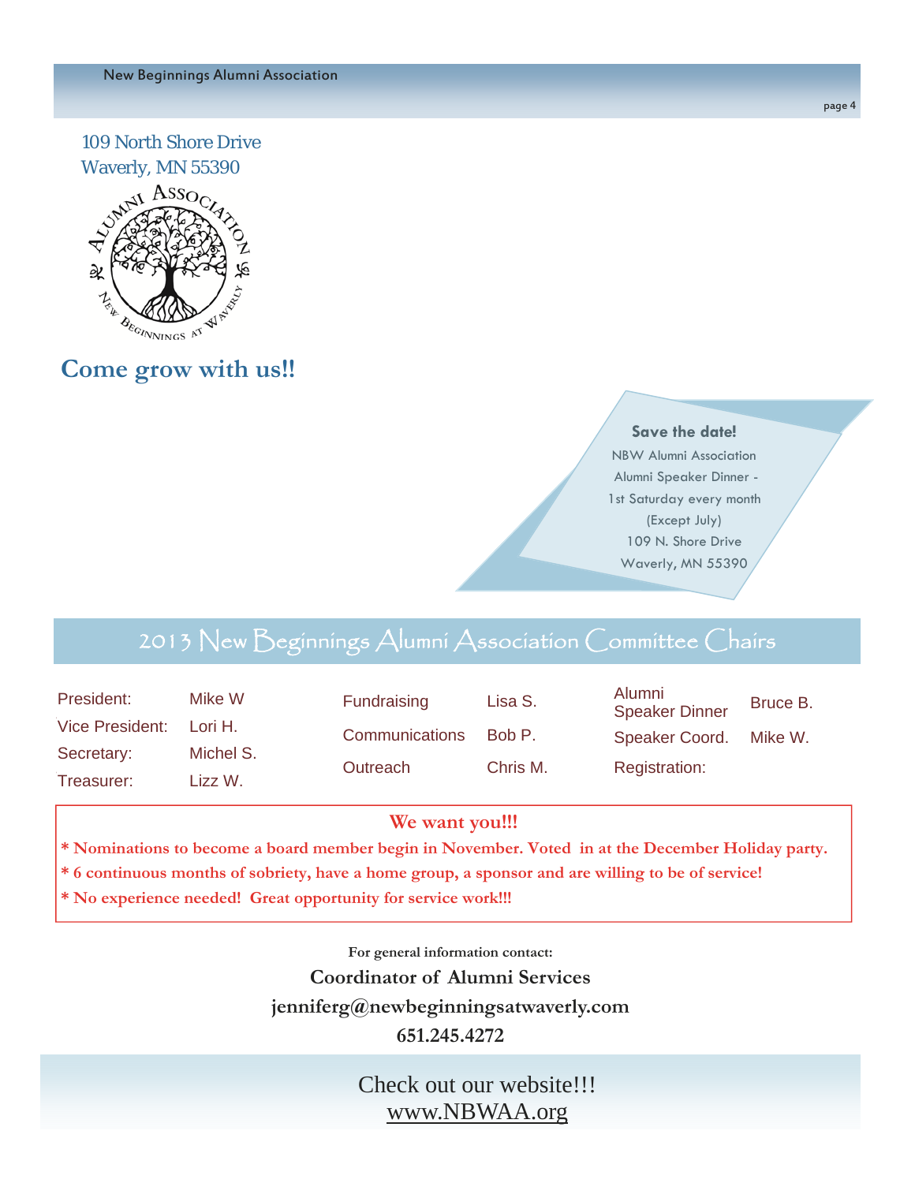109 North Shore Drive
Waverly, MN 55390

Alumni Association — New Beginnings at Waverly

## Come grow with us!!

**Save the date!**

NBW Alumni Association
Alumni Speaker Dinner -
1st Saturday every month
(Except July)
109 N. Shore Drive
Waverly, MN 55390

## 2013 New Beginnings Alumni Association Committee Chairs

| | | | | | |
|---|---|---|---|---|---|
| President: | Mike W | Fundraising | Lisa S. | Alumni Speaker Dinner | Bruce B. |
| Vice President: | Lori H. | Communications | Bob P. | Speaker Coord. | Mike W. |
| Secretary: | Michel S. | Outreach | Chris M. | Registration: | |
| Treasurer: | Lizz W. | | | | |

**We want you!!!**

**\* Nominations to become a board member begin in November. Voted in at the December Holiday party.**

**\* 6 continuous months of sobriety, have a home group, a sponsor and are willing to be of service!**

**\* No experience needed! Great opportunity for service work!!!**

For general information contact:

**Coordinator of Alumni Services**

**jenniferg@newbeginningsatwaverly.com**

**651.245.4272**

Check out our website!!!
www.NBWAA.org